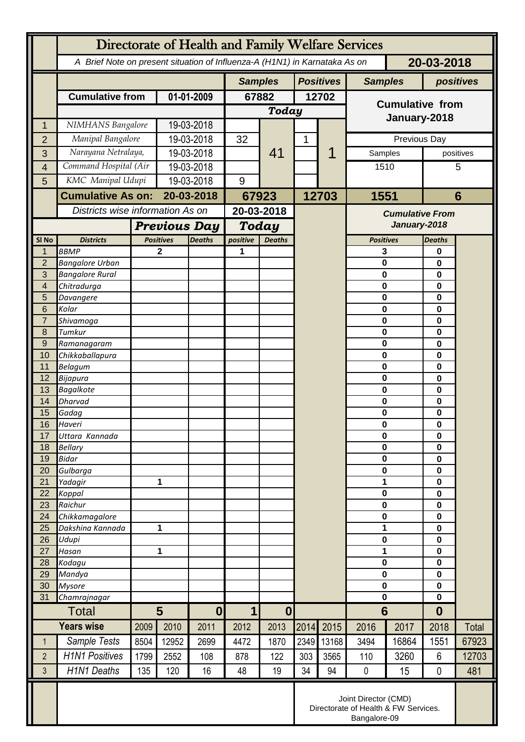# Directorate of Health and Family Welfare Services

*A Brief Note on present situation of Influenza-A (H1N1) in Karnataka As on* **20-03-2018**

| | | | Samples | | Positives | | Samples | positives |
|---|---|---|---|---|---|---|---|---|
| | Cumulative from | 01-01-2009 | 67882 | | 12702 | | Cumulative from January-2018 | |
| | | | Today | | | | | |
| 1 | NIMHANS Bangalore | 19-03-2018 | | 41 | | 1 | | |
| 2 | Manipal Bangalore | 19-03-2018 | 32 | | 1 | | Previous Day | |
| 3 | Narayana Netralaya, | 19-03-2018 | | | | | Samples | positives |
| 4 | Command Hospital (Air | 19-03-2018 | | | | | 1510 | 5 |
| 5 | KMC Manipal Udupi | 19-03-2018 | 9 | | | | | |
| | **Cumulative As on:** | **20-03-2018** | **67923** | | **12703** | | **1551** | **6** |

*Districts wise information As on* **20-03-2018**

| Sl No | Districts | Previous Day Positives | Previous Day Deaths | Today positive | Today Deaths | Cumulative From January-2018 Positives | Cumulative From January-2018 Deaths |
|---|---|---|---|---|---|---|---|
| 1 | BBMP | 2 | | 1 | | 3 | 0 |
| 2 | Bangalore Urban | | | | | 0 | 0 |
| 3 | Bangalore Rural | | | | | 0 | 0 |
| 4 | Chitradurga | | | | | 0 | 0 |
| 5 | Davangere | | | | | 0 | 0 |
| 6 | Kolar | | | | | 0 | 0 |
| 7 | Shivamoga | | | | | 0 | 0 |
| 8 | Tumkur | | | | | 0 | 0 |
| 9 | Ramanagaram | | | | | 0 | 0 |
| 10 | Chikkaballapura | | | | | 0 | 0 |
| 11 | Belagum | | | | | 0 | 0 |
| 12 | Bijapura | | | | | 0 | 0 |
| 13 | Bagalkote | | | | | 0 | 0 |
| 14 | Dharvad | | | | | 0 | 0 |
| 15 | Gadag | | | | | 0 | 0 |
| 16 | Haveri | | | | | 0 | 0 |
| 17 | Uttara Kannada | | | | | 0 | 0 |
| 18 | Bellary | | | | | 0 | 0 |
| 19 | Bidar | | | | | 0 | 0 |
| 20 | Gulbarga | | | | | 0 | 0 |
| 21 | Yadagir | 1 | | | | 1 | 0 |
| 22 | Koppal | | | | | 0 | 0 |
| 23 | Raichur | | | | | 0 | 0 |
| 24 | Chikkamagalore | | | | | 0 | 0 |
| 25 | Dakshina Kannada | 1 | | | | 1 | 0 |
| 26 | Udupi | | | | | 0 | 0 |
| 27 | Hasan | 1 | | | | 1 | 0 |
| 28 | Kodagu | | | | | 0 | 0 |
| 29 | Mandya | | | | | 0 | 0 |
| 30 | Mysore | | | | | 0 | 0 |
| 31 | Chamrajnagar | | | | | 0 | 0 |
| | **Total** | **5** | **0** | **1** | **0** | **6** | **0** |

| | Years wise | 2009 | 2010 | 2011 | 2012 | 2013 | 2014 | 2015 | 2016 | 2017 | 2018 | Total |
|---|---|---|---|---|---|---|---|---|---|---|---|---|
| 1 | Sample Tests | 8504 | 12952 | 2699 | 4472 | 1870 | 2349 | 13168 | 3494 | 16864 | 1551 | 67923 |
| 2 | H1N1 Positives | 1799 | 2552 | 108 | 878 | 122 | 303 | 3565 | 110 | 3260 | 6 | 12703 |
| 3 | H1N1 Deaths | 135 | 120 | 16 | 48 | 19 | 34 | 94 | 0 | 15 | 0 | 481 |

Joint Director (CMD)
Directorate of Health & FW Services.
Bangalore-09